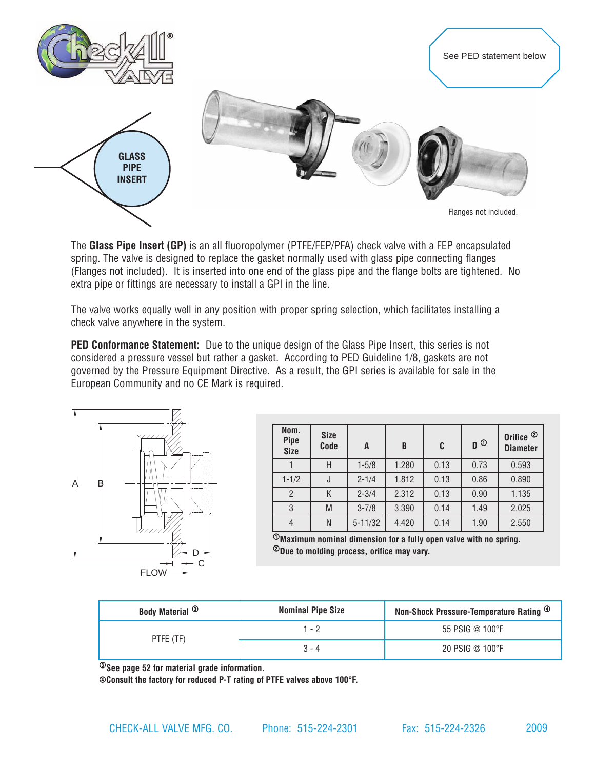See PED statement below

# GLASS PIPE INSERT

Flanges not included.

The **Glass Pipe Insert (GP)** is an all fluoropolymer (PTFE/FEP/PFA) check valve with a FEP encapsulated spring. The valve is designed to replace the gasket normally used with glass pipe connecting flanges (Flanges not included). It is inserted into one end of the glass pipe and the flange bolts are tightened. No extra pipe or fittings are necessary to install a GPI in the line.

The valve works equally well in any position with proper spring selection, which facilitates installing a check valve anywhere in the system.

**PED Conformance Statement:** Due to the unique design of the Glass Pipe Insert, this series is not considered a pressure vessel but rather a gasket. According to PED Guideline 1/8, gaskets are not governed by the Pressure Equipment Directive. As a result, the GPI series is available for sale in the European Community and no CE Mark is required.

| Nom. Pipe Size | Size Code | A | B | C | D [1] | Orifice [2] Diameter |
|---|---|---|---|---|---|---|
| 1 | H | 1-5/8 | 1.280 | 0.13 | 0.73 | 0.593 |
| 1-1/2 | J | 2-1/4 | 1.812 | 0.13 | 0.86 | 0.890 |
| 2 | K | 2-3/4 | 2.312 | 0.13 | 0.90 | 1.135 |
| 3 | M | 3-7/8 | 3.390 | 0.14 | 1.49 | 2.025 |
| 4 | N | 5-11/32 | 4.420 | 0.14 | 1.90 | 2.550 |

[1] Maximum nominal dimension for a fully open valve with no spring.
[2] Due to molding process, orifice may vary.

| Body Material [3] | Nominal Pipe Size | Non-Shock Pressure-Temperature Rating [4] |
|---|---|---|
| PTFE (TF) | 1 - 2 | 55 PSIG @ 100°F |
| | 3 - 4 | 20 PSIG @ 100°F |

[3] See page 52 for material grade information.
[4] Consult the factory for reduced P-T rating of PTFE valves above 100°F.

CHECK-ALL VALVE MFG. CO. Phone: 515-224-2301 Fax: 515-224-2326 2009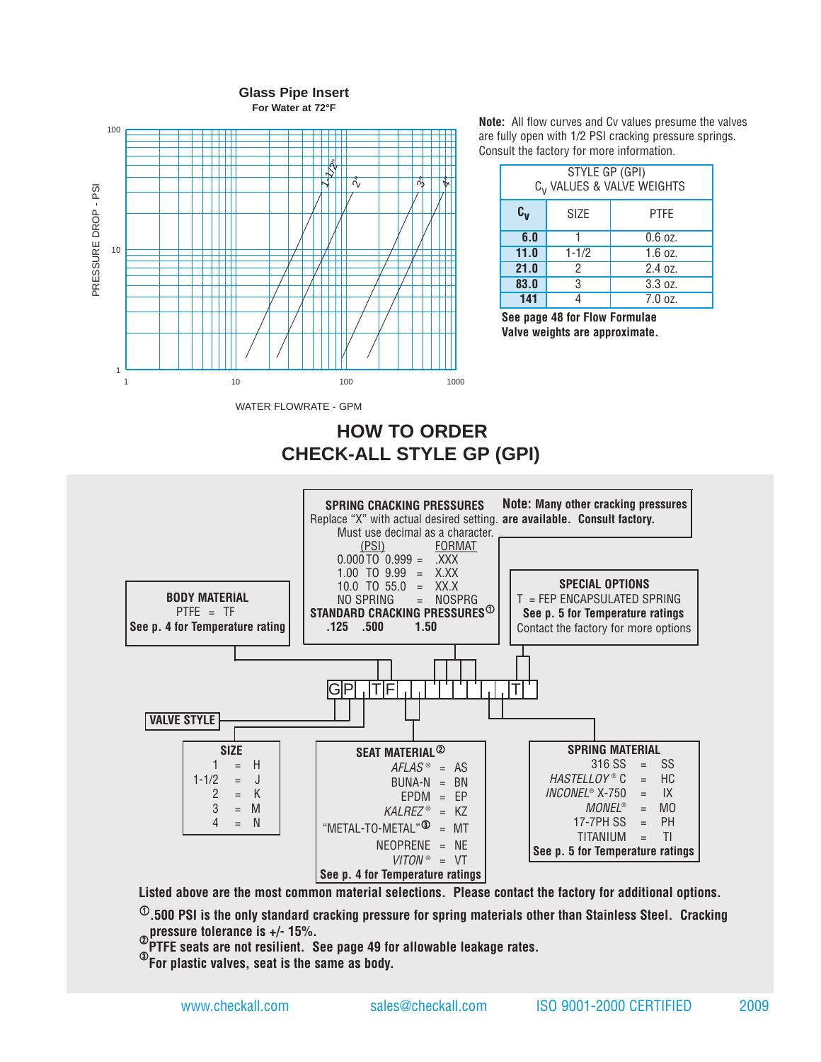**Glass Pipe Insert**

**For Water at 72°F**

PRESSURE DROP - PSI

100
10
1

1
10
100
1000

WATER FLOWRATE - GPM

1-1/2"
2"
3"
4"

**Note:** All flow curves and Cv values presume the valves are fully open with 1/2 PSI cracking pressure springs. Consult the factory for more information.

| STYLE GP (GPI) $C_V$ VALUES & VALVE WEIGHTS | | |
|---|---|---|
| $C_V$ | SIZE | PTFE |
| **6.0** | 1 | 0.6 oz. |
| **11.0** | 1-1/2 | 1.6 oz. |
| **21.0** | 2 | 2.4 oz. |
| **83.0** | 3 | 3.3 oz. |
| **141** | 4 | 7.0 oz. |

**See page 48 for Flow Formulae**
**Valve weights are approximate.**

# HOW TO ORDER
# CHECK-ALL STYLE GP (GPI)

G P _ T F _ _ _ _ _ _ _ _ T _

**SPRING CRACKING PRESSURES**

Replace "X" with actual desired setting. Must use decimal as a character.

| (PSI) | | FORMAT |
|---|---|---|
| 0.000 TO 0.999 | = | .XXX |
| 1.00 TO 9.99 | = | X.XX |
| 10.0 TO 55.0 | = | XX.X |
| NO SPRING | = | NOSPRG |

**STANDARD CRACKING PRESSURES**[1]
**.125 .500 1.50**

**Note: Many other cracking pressures are available. Consult factory.**

**BODY MATERIAL**

PTFE = TF

**See p. 4 for Temperature rating**

**SPECIAL OPTIONS**

T = FEP ENCAPSULATED SPRING

**See p. 5 for Temperature ratings**

Contact the factory for more options

**VALVE STYLE**

**SIZE**

| | | |
|---|---|---|
| 1 | = | H |
| 1-1/2 | = | J |
| 2 | = | K |
| 3 | = | M |
| 4 | = | N |

**SEAT MATERIAL**[2]

| | | |
|---|---|---|
| *AFLAS*® | = | AS |
| BUNA-N | = | BN |
| EPDM | = | EP |
| *KALREZ*® | = | KZ |
| "METAL-TO-METAL"[3] | = | MT |
| NEOPRENE | = | NE |
| *VITON*® | = | VT |

**See p. 4 for Temperature ratings**

**SPRING MATERIAL**

| | | |
|---|---|---|
| 316 SS | = | SS |
| *HASTELLOY*® C | = | HC |
| *INCONEL*® X-750 | = | IX |
| *MONEL*® | = | MO |
| 17-7PH SS | = | PH |
| TITANIUM | = | TI |

**See p. 5 for Temperature ratings**

**Listed above are the most common material selections. Please contact the factory for additional options.**

[1] **.500 PSI is the only standard cracking pressure for spring materials other than Stainless Steel. Cracking pressure tolerance is +/- 15%.**

[2] **PTFE seats are not resilient. See page 49 for allowable leakage rates.**

[3] **For plastic valves, seat is the same as body.**

www.checkall.com sales@checkall.com ISO 9001-2000 CERTIFIED 2009